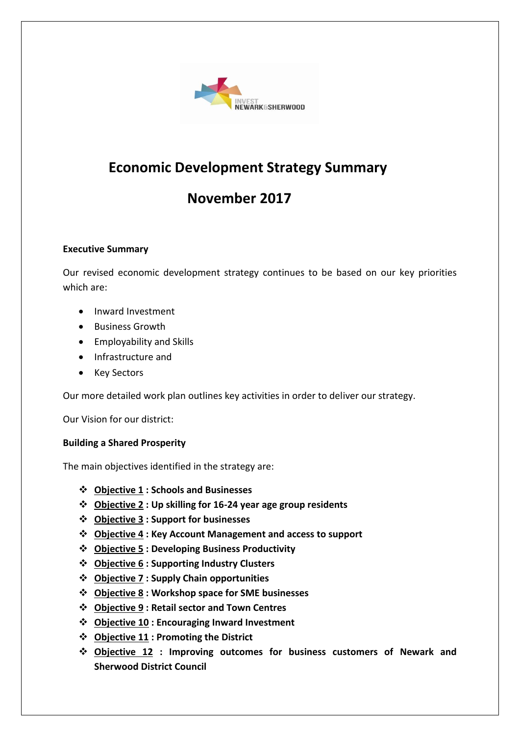# Economic Development Strategy Summary

# November 2017

**Executive Summary**

Our revised economic development strategy continues to be based on our key priorities which are:

- Inward Investment
- Business Growth
- Employability and Skills
- Infrastructure and
- Key Sectors

Our more detailed work plan outlines key activities in order to deliver our strategy.

Our Vision for our district:

**Building a Shared Prosperity**

The main objectives identified in the strategy are:

- **Objective 1 : Schools and Businesses**
- **Objective 2 : Up skilling for 16-24 year age group residents**
- **Objective 3 : Support for businesses**
- **Objective 4 : Key Account Management and access to support**
- **Objective 5 : Developing Business Productivity**
- **Objective 6 : Supporting Industry Clusters**
- **Objective 7 : Supply Chain opportunities**
- **Objective 8 : Workshop space for SME businesses**
- **Objective 9 : Retail sector and Town Centres**
- **Objective 10 : Encouraging Inward Investment**
- **Objective 11 : Promoting the District**
- **Objective 12 : Improving outcomes for business customers of Newark and Sherwood District Council**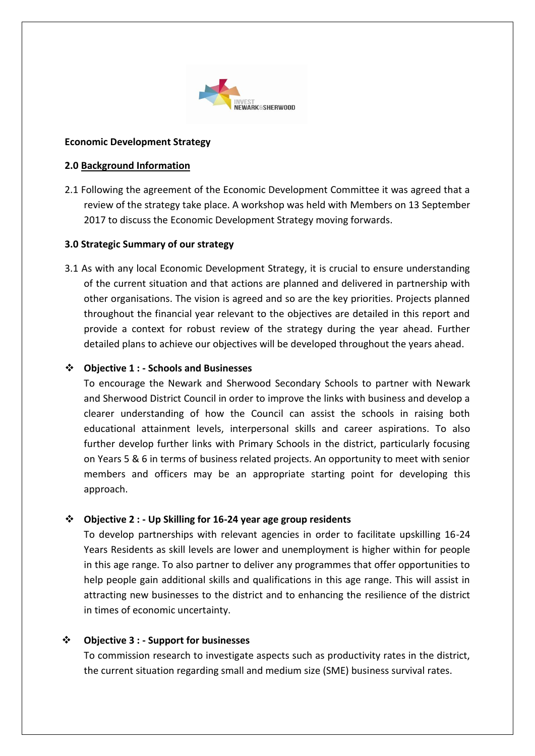**Economic Development Strategy**

**2.0 Background Information**

2.1 Following the agreement of the Economic Development Committee it was agreed that a review of the strategy take place. A workshop was held with Members on 13 September 2017 to discuss the Economic Development Strategy moving forwards.

**3.0 Strategic Summary of our strategy**

3.1 As with any local Economic Development Strategy, it is crucial to ensure understanding of the current situation and that actions are planned and delivered in partnership with other organisations. The vision is agreed and so are the key priorities. Projects planned throughout the financial year relevant to the objectives are detailed in this report and provide a context for robust review of the strategy during the year ahead. Further detailed plans to achieve our objectives will be developed throughout the years ahead.

- **Objective 1 : - Schools and Businesses**

  To encourage the Newark and Sherwood Secondary Schools to partner with Newark and Sherwood District Council in order to improve the links with business and develop a clearer understanding of how the Council can assist the schools in raising both educational attainment levels, interpersonal skills and career aspirations. To also further develop further links with Primary Schools in the district, particularly focusing on Years 5 & 6 in terms of business related projects. An opportunity to meet with senior members and officers may be an appropriate starting point for developing this approach.

- **Objective 2 : - Up Skilling for 16-24 year age group residents**

  To develop partnerships with relevant agencies in order to facilitate upskilling 16-24 Years Residents as skill levels are lower and unemployment is higher within for people in this age range. To also partner to deliver any programmes that offer opportunities to help people gain additional skills and qualifications in this age range. This will assist in attracting new businesses to the district and to enhancing the resilience of the district in times of economic uncertainty.

- **Objective 3 : - Support for businesses**

  To commission research to investigate aspects such as productivity rates in the district, the current situation regarding small and medium size (SME) business survival rates.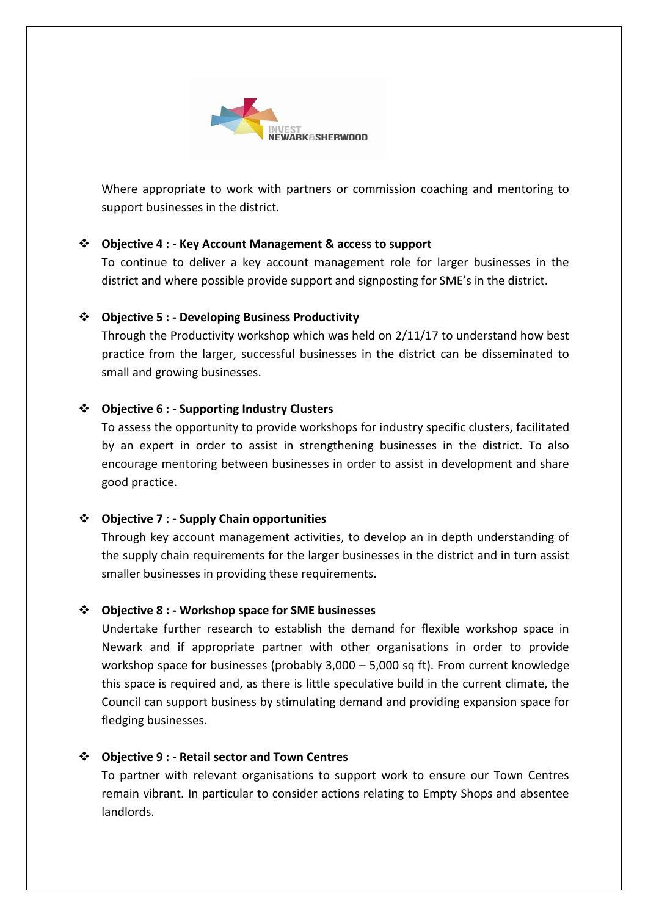Where appropriate to work with partners or commission coaching and mentoring to support businesses in the district.

- **Objective 4 : - Key Account Management & access to support**
  To continue to deliver a key account management role for larger businesses in the district and where possible provide support and signposting for SME's in the district.

- **Objective 5 : - Developing Business Productivity**
  Through the Productivity workshop which was held on 2/11/17 to understand how best practice from the larger, successful businesses in the district can be disseminated to small and growing businesses.

- **Objective 6 : - Supporting Industry Clusters**
  To assess the opportunity to provide workshops for industry specific clusters, facilitated by an expert in order to assist in strengthening businesses in the district. To also encourage mentoring between businesses in order to assist in development and share good practice.

- **Objective 7 : - Supply Chain opportunities**
  Through key account management activities, to develop an in depth understanding of the supply chain requirements for the larger businesses in the district and in turn assist smaller businesses in providing these requirements.

- **Objective 8 : - Workshop space for SME businesses**
  Undertake further research to establish the demand for flexible workshop space in Newark and if appropriate partner with other organisations in order to provide workshop space for businesses (probably 3,000 – 5,000 sq ft). From current knowledge this space is required and, as there is little speculative build in the current climate, the Council can support business by stimulating demand and providing expansion space for fledging businesses.

- **Objective 9 : - Retail sector and Town Centres**
  To partner with relevant organisations to support work to ensure our Town Centres remain vibrant. In particular to consider actions relating to Empty Shops and absentee landlords.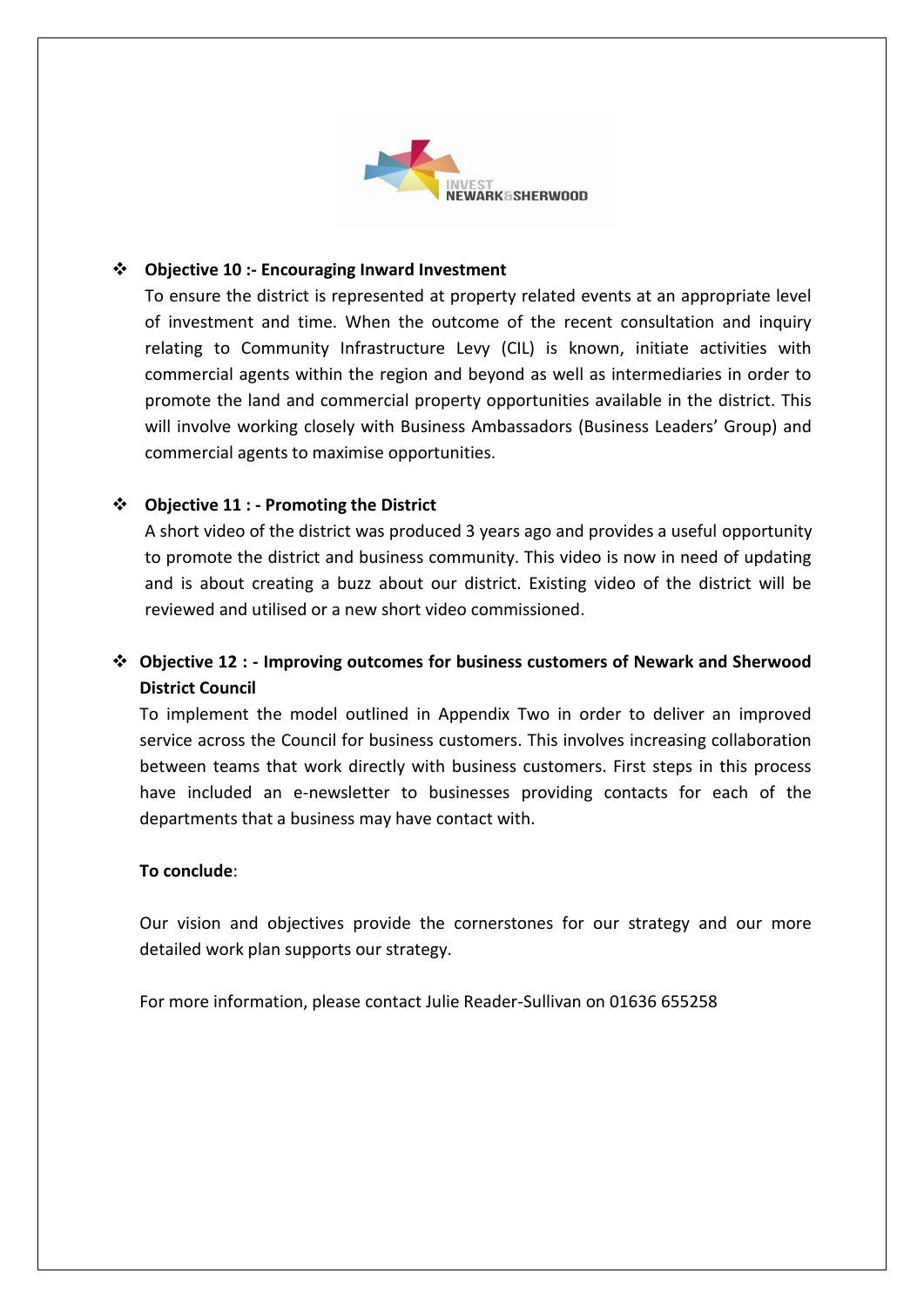- **Objective 10 :- Encouraging Inward Investment**

  To ensure the district is represented at property related events at an appropriate level of investment and time. When the outcome of the recent consultation and inquiry relating to Community Infrastructure Levy (CIL) is known, initiate activities with commercial agents within the region and beyond as well as intermediaries in order to promote the land and commercial property opportunities available in the district. This will involve working closely with Business Ambassadors (Business Leaders' Group) and commercial agents to maximise opportunities.

- **Objective 11 : - Promoting the District**

  A short video of the district was produced 3 years ago and provides a useful opportunity to promote the district and business community. This video is now in need of updating and is about creating a buzz about our district. Existing video of the district will be reviewed and utilised or a new short video commissioned.

- **Objective 12 : - Improving outcomes for business customers of Newark and Sherwood District Council**

  To implement the model outlined in Appendix Two in order to deliver an improved service across the Council for business customers. This involves increasing collaboration between teams that work directly with business customers. First steps in this process have included an e-newsletter to businesses providing contacts for each of the departments that a business may have contact with.

**To conclude**:

Our vision and objectives provide the cornerstones for our strategy and our more detailed work plan supports our strategy.

For more information, please contact Julie Reader-Sullivan on 01636 655258